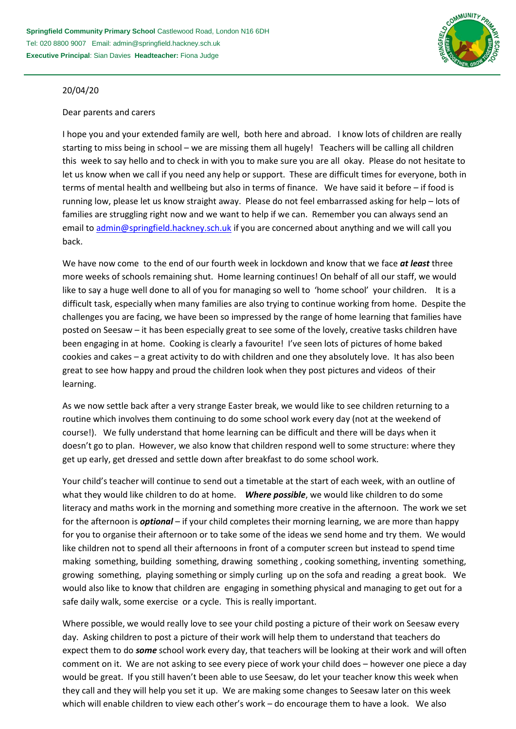**Springfield Community Primary School** Castlewood Road, London N16 6DH
Tel: 020 8800 9007 Email: admin@springfield.hackney.sch.uk
**Executive Principal**: Sian Davies **Headteacher:** Fiona Judge

20/04/20

Dear parents and carers

I hope you and your extended family are well, both here and abroad. I know lots of children are really starting to miss being in school – we are missing them all hugely! Teachers will be calling all children this week to say hello and to check in with you to make sure you are all okay. Please do not hesitate to let us know when we call if you need any help or support. These are difficult times for everyone, both in terms of mental health and wellbeing but also in terms of finance. We have said it before – if food is running low, please let us know straight away. Please do not feel embarrassed asking for help – lots of families are struggling right now and we want to help if we can. Remember you can always send an email to admin@springfield.hackney.sch.uk if you are concerned about anything and we will call you back.

We have now come to the end of our fourth week in lockdown and know that we face ***at least*** three more weeks of schools remaining shut. Home learning continues! On behalf of all our staff, we would like to say a huge well done to all of you for managing so well to 'home school' your children. It is a difficult task, especially when many families are also trying to continue working from home. Despite the challenges you are facing, we have been so impressed by the range of home learning that families have posted on Seesaw – it has been especially great to see some of the lovely, creative tasks children have been engaging in at home. Cooking is clearly a favourite! I've seen lots of pictures of home baked cookies and cakes – a great activity to do with children and one they absolutely love. It has also been great to see how happy and proud the children look when they post pictures and videos of their learning.

As we now settle back after a very strange Easter break, we would like to see children returning to a routine which involves them continuing to do some school work every day (not at the weekend of course!). We fully understand that home learning can be difficult and there will be days when it doesn't go to plan. However, we also know that children respond well to some structure: where they get up early, get dressed and settle down after breakfast to do some school work.

Your child's teacher will continue to send out a timetable at the start of each week, with an outline of what they would like children to do at home. ***Where possible***, we would like children to do some literacy and maths work in the morning and something more creative in the afternoon. The work we set for the afternoon is ***optional*** – if your child completes their morning learning, we are more than happy for you to organise their afternoon or to take some of the ideas we send home and try them. We would like children not to spend all their afternoons in front of a computer screen but instead to spend time making something, building something, drawing something , cooking something, inventing something, growing something, playing something or simply curling up on the sofa and reading a great book. We would also like to know that children are engaging in something physical and managing to get out for a safe daily walk, some exercise or a cycle. This is really important.

Where possible, we would really love to see your child posting a picture of their work on Seesaw every day. Asking children to post a picture of their work will help them to understand that teachers do expect them to do ***some*** school work every day, that teachers will be looking at their work and will often comment on it. We are not asking to see every piece of work your child does – however one piece a day would be great. If you still haven't been able to use Seesaw, do let your teacher know this week when they call and they will help you set it up. We are making some changes to Seesaw later on this week which will enable children to view each other's work – do encourage them to have a look. We also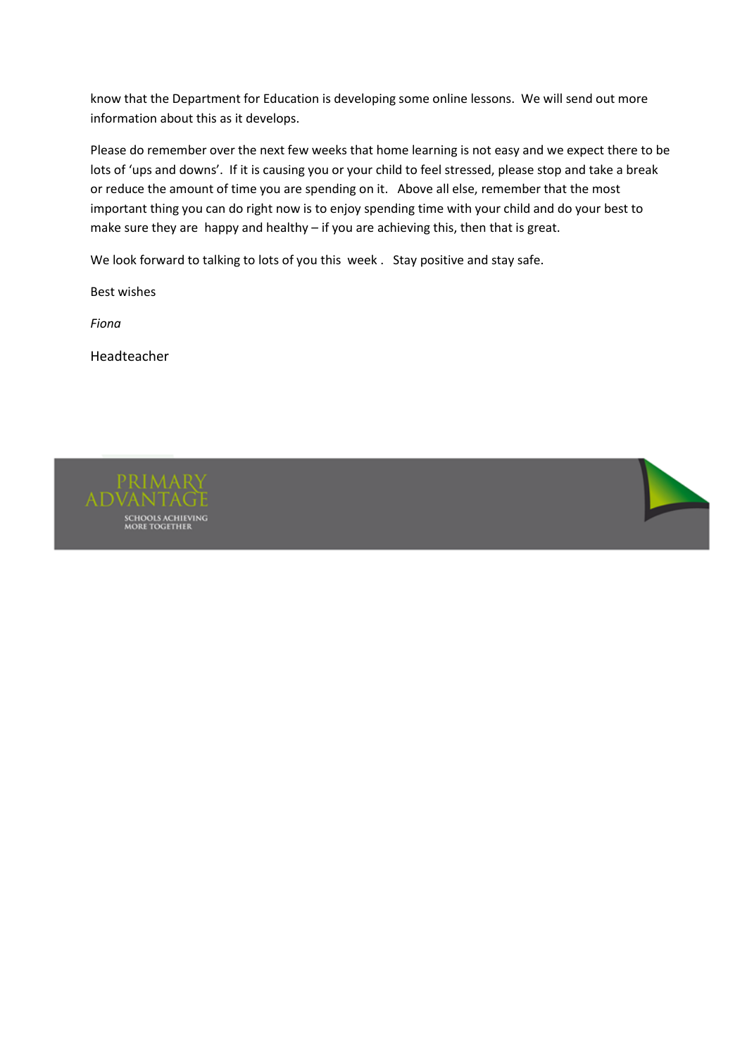know that the Department for Education is developing some online lessons.  We will send out more information about this as it develops.

Please do remember over the next few weeks that home learning is not easy and we expect there to be lots of 'ups and downs'.  If it is causing you or your child to feel stressed, please stop and take a break or reduce the amount of time you are spending on it.   Above all else, remember that the most important thing you can do right now is to enjoy spending time with your child and do your best to make sure they are  happy and healthy – if you are achieving this, then that is great.

We look forward to talking to lots of you this  week .   Stay positive and stay safe.

Best wishes

*Fiona*

Headteacher

PRIMARY ADVANTAGE

SCHOOLS ACHIEVING MORE TOGETHER